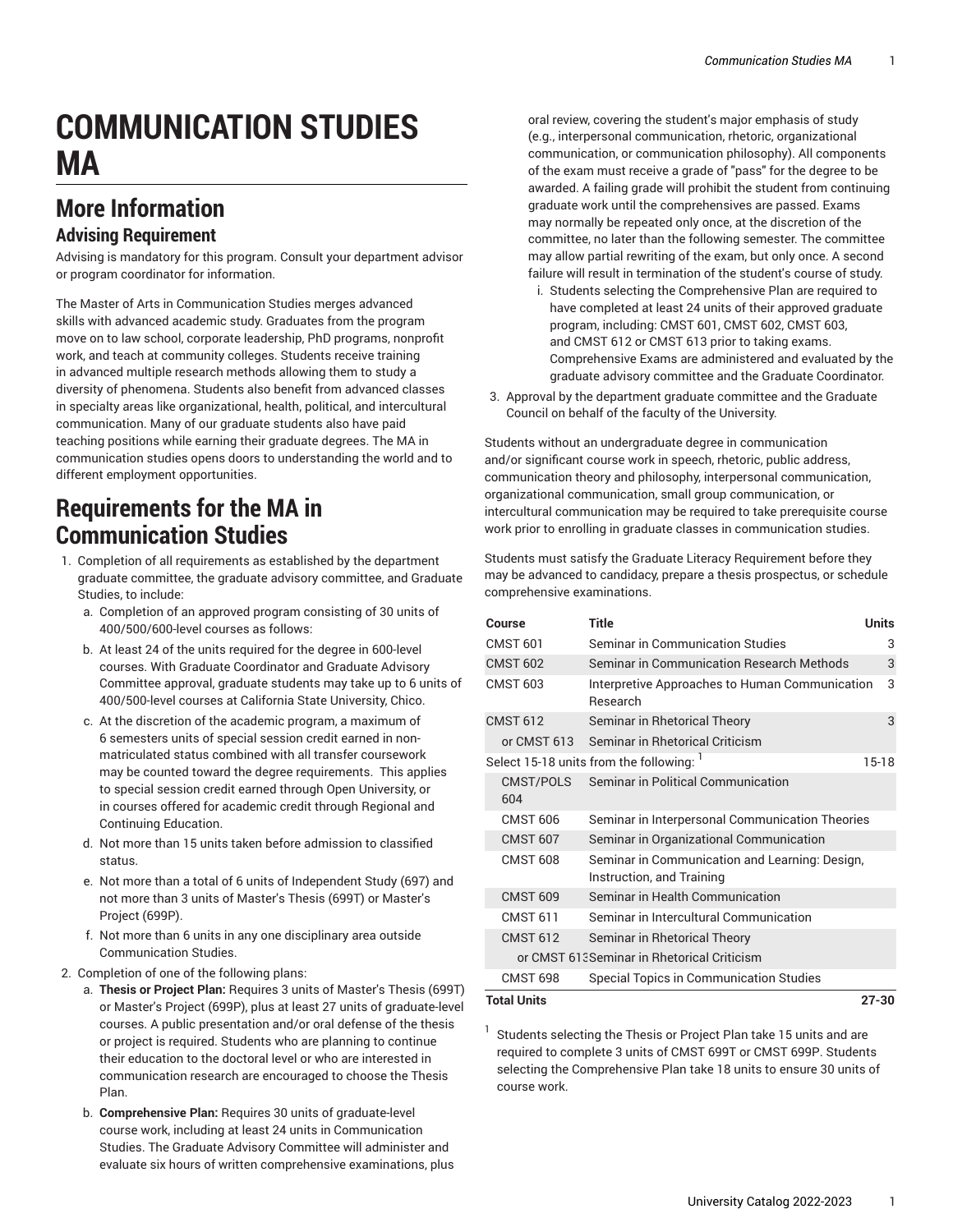# COMMUNICATION STUDIES MA

## More Information

### Advising Requirement

Advising is mandatory for this program. Consult your department advisor or program coordinator for information.

The Master of Arts in Communication Studies merges advanced skills with advanced academic study. Graduates from the program move on to law school, corporate leadership, PhD programs, nonprofit work, and teach at community colleges. Students receive training in advanced multiple research methods allowing them to study a diversity of phenomena. Students also benefit from advanced classes in specialty areas like organizational, health, political, and intercultural communication. Many of our graduate students also have paid teaching positions while earning their graduate degrees. The MA in communication studies opens doors to understanding the world and to different employment opportunities.

## Requirements for the MA in Communication Studies

1. Completion of all requirements as established by the department graduate committee, the graduate advisory committee, and Graduate Studies, to include:
   a. Completion of an approved program consisting of 30 units of 400/500/600-level courses as follows:
   b. At least 24 of the units required for the degree in 600-level courses. With Graduate Coordinator and Graduate Advisory Committee approval, graduate students may take up to 6 units of 400/500-level courses at California State University, Chico.
   c. At the discretion of the academic program, a maximum of 6 semesters units of special session credit earned in non-matriculated status combined with all transfer coursework may be counted toward the degree requirements. This applies to special session credit earned through Open University, or in courses offered for academic credit through Regional and Continuing Education.
   d. Not more than 15 units taken before admission to classified status.
   e. Not more than a total of 6 units of Independent Study (697) and not more than 3 units of Master's Thesis (699T) or Master's Project (699P).
   f. Not more than 6 units in any one disciplinary area outside Communication Studies.
2. Completion of one of the following plans:
   a. **Thesis or Project Plan:** Requires 3 units of Master's Thesis (699T) or Master's Project (699P), plus at least 27 units of graduate-level courses. A public presentation and/or oral defense of the thesis or project is required. Students who are planning to continue their education to the doctoral level or who are interested in communication research are encouraged to choose the Thesis Plan.
   b. **Comprehensive Plan:** Requires 30 units of graduate-level course work, including at least 24 units in Communication Studies. The Graduate Advisory Committee will administer and evaluate six hours of written comprehensive examinations, plus oral review, covering the student's major emphasis of study (e.g., interpersonal communication, rhetoric, organizational communication, or communication philosophy). All components of the exam must receive a grade of "pass" for the degree to be awarded. A failing grade will prohibit the student from continuing graduate work until the comprehensives are passed. Exams may normally be repeated only once, at the discretion of the committee, no later than the following semester. The committee may allow partial rewriting of the exam, but only once. A second failure will result in termination of the student's course of study.
      i. Students selecting the Comprehensive Plan are required to have completed at least 24 units of their approved graduate program, including: CMST 601, CMST 602, CMST 603, and CMST 612 or CMST 613 prior to taking exams. Comprehensive Exams are administered and evaluated by the graduate advisory committee and the Graduate Coordinator.
3. Approval by the department graduate committee and the Graduate Council on behalf of the faculty of the University.

Students without an undergraduate degree in communication and/or significant course work in speech, rhetoric, public address, communication theory and philosophy, interpersonal communication, organizational communication, small group communication, or intercultural communication may be required to take prerequisite course work prior to enrolling in graduate classes in communication studies.

Students must satisfy the Graduate Literacy Requirement before they may be advanced to candidacy, prepare a thesis prospectus, or schedule comprehensive examinations.

| Course | Title | Units |
| --- | --- | --- |
| CMST 601 | Seminar in Communication Studies | 3 |
| CMST 602 | Seminar in Communication Research Methods | 3 |
| CMST 603 | Interpretive Approaches to Human Communication Research | 3 |
| CMST 612 | Seminar in Rhetorical Theory | 3 |
| or CMST 613 | Seminar in Rhetorical Criticism | |
| Select 15-18 units from the following: [1] | | 15-18 |
| CMST/POLS 604 | Seminar in Political Communication | |
| CMST 606 | Seminar in Interpersonal Communication Theories | |
| CMST 607 | Seminar in Organizational Communication | |
| CMST 608 | Seminar in Communication and Learning: Design, Instruction, and Training | |
| CMST 609 | Seminar in Health Communication | |
| CMST 611 | Seminar in Intercultural Communication | |
| CMST 612 | Seminar in Rhetorical Theory | |
| or CMST 613 | Seminar in Rhetorical Criticism | |
| CMST 698 | Special Topics in Communication Studies | |
| **Total Units** | | **27-30** |

[1] Students selecting the Thesis or Project Plan take 15 units and are required to complete 3 units of CMST 699T or CMST 699P. Students selecting the Comprehensive Plan take 18 units to ensure 30 units of course work.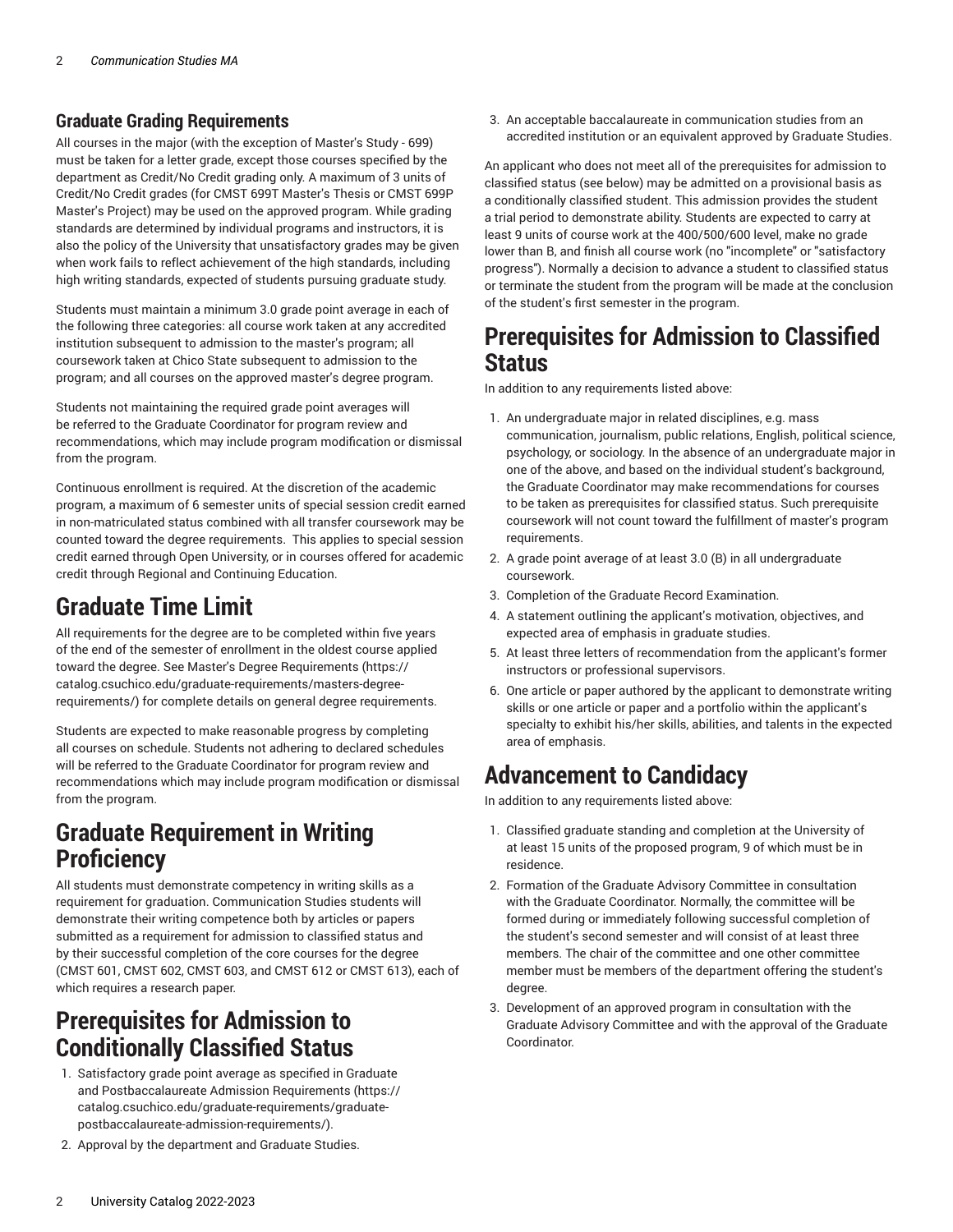### Graduate Grading Requirements

All courses in the major (with the exception of Master's Study - 699) must be taken for a letter grade, except those courses specified by the department as Credit/No Credit grading only. A maximum of 3 units of Credit/No Credit grades (for CMST 699T Master's Thesis or CMST 699P Master's Project) may be used on the approved program. While grading standards are determined by individual programs and instructors, it is also the policy of the University that unsatisfactory grades may be given when work fails to reflect achievement of the high standards, including high writing standards, expected of students pursuing graduate study.

Students must maintain a minimum 3.0 grade point average in each of the following three categories: all course work taken at any accredited institution subsequent to admission to the master's program; all coursework taken at Chico State subsequent to admission to the program; and all courses on the approved master's degree program.

Students not maintaining the required grade point averages will be referred to the Graduate Coordinator for program review and recommendations, which may include program modification or dismissal from the program.

Continuous enrollment is required. At the discretion of the academic program, a maximum of 6 semester units of special session credit earned in non-matriculated status combined with all transfer coursework may be counted toward the degree requirements. This applies to special session credit earned through Open University, or in courses offered for academic credit through Regional and Continuing Education.

## Graduate Time Limit

All requirements for the degree are to be completed within five years of the end of the semester of enrollment in the oldest course applied toward the degree. See Master's Degree Requirements (https://catalog.csuchico.edu/graduate-requirements/masters-degree-requirements/) for complete details on general degree requirements.

Students are expected to make reasonable progress by completing all courses on schedule. Students not adhering to declared schedules will be referred to the Graduate Coordinator for program review and recommendations which may include program modification or dismissal from the program.

## Graduate Requirement in Writing Proficiency

All students must demonstrate competency in writing skills as a requirement for graduation. Communication Studies students will demonstrate their writing competence both by articles or papers submitted as a requirement for admission to classified status and by their successful completion of the core courses for the degree (CMST 601, CMST 602, CMST 603, and CMST 612 or CMST 613), each of which requires a research paper.

## Prerequisites for Admission to Conditionally Classified Status

1. Satisfactory grade point average as specified in Graduate and Postbaccalaureate Admission Requirements (https://catalog.csuchico.edu/graduate-requirements/graduate-postbaccalaureate-admission-requirements/).
2. Approval by the department and Graduate Studies.
3. An acceptable baccalaureate in communication studies from an accredited institution or an equivalent approved by Graduate Studies.

An applicant who does not meet all of the prerequisites for admission to classified status (see below) may be admitted on a provisional basis as a conditionally classified student. This admission provides the student a trial period to demonstrate ability. Students are expected to carry at least 9 units of course work at the 400/500/600 level, make no grade lower than B, and finish all course work (no "incomplete" or "satisfactory progress"). Normally a decision to advance a student to classified status or terminate the student from the program will be made at the conclusion of the student's first semester in the program.

## Prerequisites for Admission to Classified Status

In addition to any requirements listed above:

1. An undergraduate major in related disciplines, e.g. mass communication, journalism, public relations, English, political science, psychology, or sociology. In the absence of an undergraduate major in one of the above, and based on the individual student's background, the Graduate Coordinator may make recommendations for courses to be taken as prerequisites for classified status. Such prerequisite coursework will not count toward the fulfillment of master's program requirements.
2. A grade point average of at least 3.0 (B) in all undergraduate coursework.
3. Completion of the Graduate Record Examination.
4. A statement outlining the applicant's motivation, objectives, and expected area of emphasis in graduate studies.
5. At least three letters of recommendation from the applicant's former instructors or professional supervisors.
6. One article or paper authored by the applicant to demonstrate writing skills or one article or paper and a portfolio within the applicant's specialty to exhibit his/her skills, abilities, and talents in the expected area of emphasis.

## Advancement to Candidacy

In addition to any requirements listed above:

1. Classified graduate standing and completion at the University of at least 15 units of the proposed program, 9 of which must be in residence.
2. Formation of the Graduate Advisory Committee in consultation with the Graduate Coordinator. Normally, the committee will be formed during or immediately following successful completion of the student's second semester and will consist of at least three members. The chair of the committee and one other committee member must be members of the department offering the student's degree.
3. Development of an approved program in consultation with the Graduate Advisory Committee and with the approval of the Graduate Coordinator.